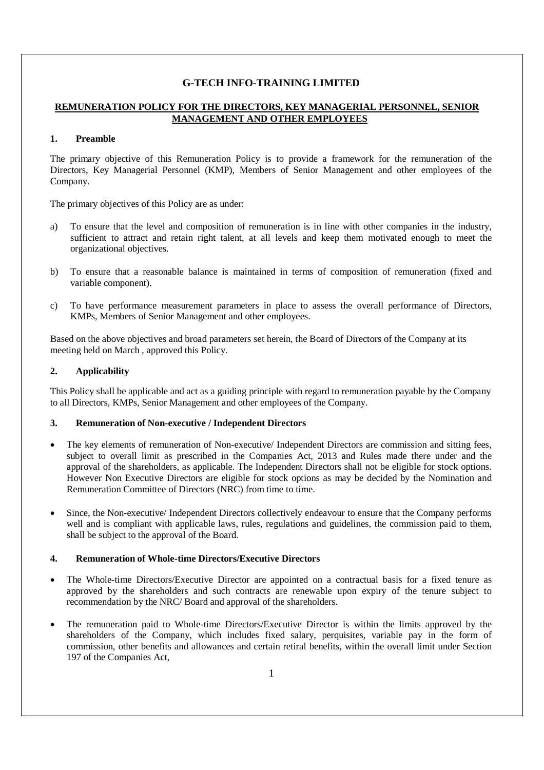# G-TECH INFO-TRAINING LIMITED

## REMUNERATION POLICY FOR THE DIRECTORS, KEY MANAGERIAL PERSONNEL, SENIOR MANAGEMENT AND OTHER EMPLOYEES

### 1. Preamble

The primary objective of this Remuneration Policy is to provide a framework for the remuneration of the Directors, Key Managerial Personnel (KMP), Members of Senior Management and other employees of the Company.

The primary objectives of this Policy are as under:

a) To ensure that the level and composition of remuneration is in line with other companies in the industry, sufficient to attract and retain right talent, at all levels and keep them motivated enough to meet the organizational objectives.

b) To ensure that a reasonable balance is maintained in terms of composition of remuneration (fixed and variable component).

c) To have performance measurement parameters in place to assess the overall performance of Directors, KMPs, Members of Senior Management and other employees.

Based on the above objectives and broad parameters set herein, the Board of Directors of the Company at its meeting held on March , approved this Policy.

### 2. Applicability

This Policy shall be applicable and act as a guiding principle with regard to remuneration payable by the Company to all Directors, KMPs, Senior Management and other employees of the Company.

### 3. Remuneration of Non-executive / Independent Directors

- The key elements of remuneration of Non-executive/ Independent Directors are commission and sitting fees, subject to overall limit as prescribed in the Companies Act, 2013 and Rules made there under and the approval of the shareholders, as applicable. The Independent Directors shall not be eligible for stock options. However Non Executive Directors are eligible for stock options as may be decided by the Nomination and Remuneration Committee of Directors (NRC) from time to time.

- Since, the Non-executive/ Independent Directors collectively endeavour to ensure that the Company performs well and is compliant with applicable laws, rules, regulations and guidelines, the commission paid to them, shall be subject to the approval of the Board.

### 4. Remuneration of Whole-time Directors/Executive Directors

- The Whole-time Directors/Executive Director are appointed on a contractual basis for a fixed tenure as approved by the shareholders and such contracts are renewable upon expiry of the tenure subject to recommendation by the NRC/ Board and approval of the shareholders.

- The remuneration paid to Whole-time Directors/Executive Director is within the limits approved by the shareholders of the Company, which includes fixed salary, perquisites, variable pay in the form of commission, other benefits and allowances and certain retiral benefits, within the overall limit under Section 197 of the Companies Act,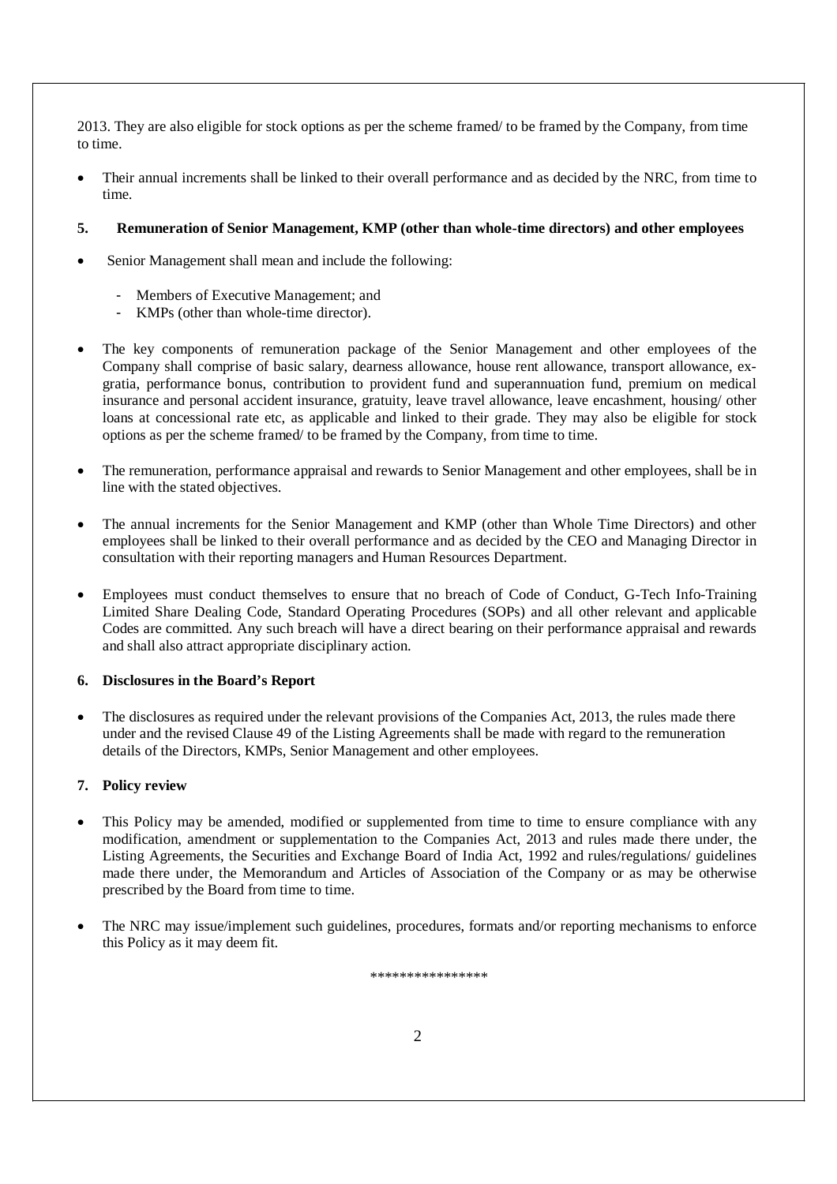2013. They are also eligible for stock options as per the scheme framed/ to be framed by the Company, from time to time.

- Their annual increments shall be linked to their overall performance and as decided by the NRC, from time to time.

## 5. Remuneration of Senior Management, KMP (other than whole-time directors) and other employees

- Senior Management shall mean and include the following:
  - Members of Executive Management; and
  - KMPs (other than whole-time director).
- The key components of remuneration package of the Senior Management and other employees of the Company shall comprise of basic salary, dearness allowance, house rent allowance, transport allowance, ex-gratia, performance bonus, contribution to provident fund and superannuation fund, premium on medical insurance and personal accident insurance, gratuity, leave travel allowance, leave encashment, housing/ other loans at concessional rate etc, as applicable and linked to their grade. They may also be eligible for stock options as per the scheme framed/ to be framed by the Company, from time to time.
- The remuneration, performance appraisal and rewards to Senior Management and other employees, shall be in line with the stated objectives.
- The annual increments for the Senior Management and KMP (other than Whole Time Directors) and other employees shall be linked to their overall performance and as decided by the CEO and Managing Director in consultation with their reporting managers and Human Resources Department.
- Employees must conduct themselves to ensure that no breach of Code of Conduct, G-Tech Info-Training Limited Share Dealing Code, Standard Operating Procedures (SOPs) and all other relevant and applicable Codes are committed. Any such breach will have a direct bearing on their performance appraisal and rewards and shall also attract appropriate disciplinary action.

## 6. Disclosures in the Board's Report

- The disclosures as required under the relevant provisions of the Companies Act, 2013, the rules made there under and the revised Clause 49 of the Listing Agreements shall be made with regard to the remuneration details of the Directors, KMPs, Senior Management and other employees.

## 7. Policy review

- This Policy may be amended, modified or supplemented from time to time to ensure compliance with any modification, amendment or supplementation to the Companies Act, 2013 and rules made there under, the Listing Agreements, the Securities and Exchange Board of India Act, 1992 and rules/regulations/ guidelines made there under, the Memorandum and Articles of Association of the Company or as may be otherwise prescribed by the Board from time to time.
- The NRC may issue/implement such guidelines, procedures, formats and/or reporting mechanisms to enforce this Policy as it may deem fit.

****************